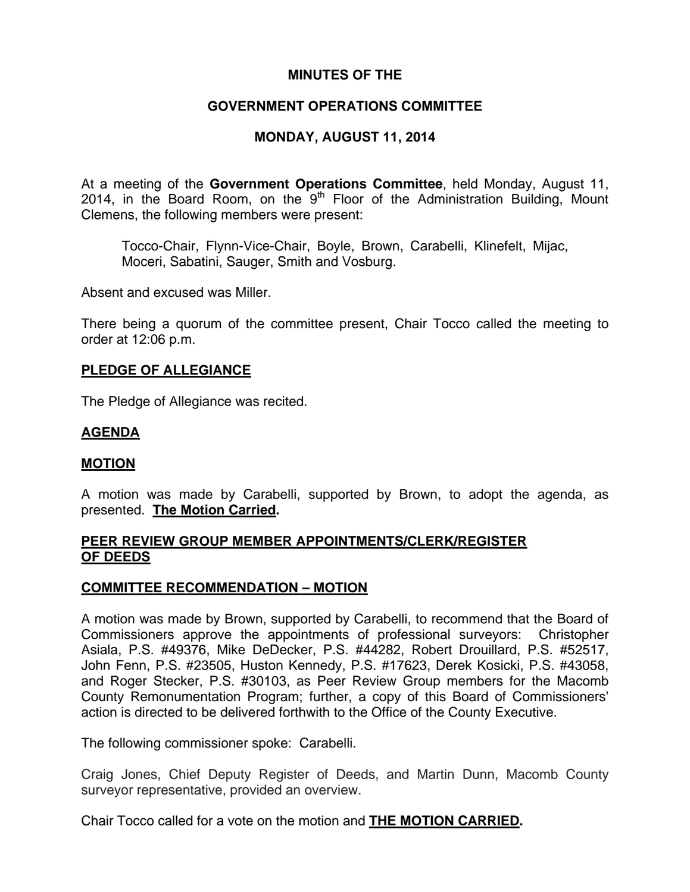**MINUTES OF THE**

**GOVERNMENT OPERATIONS COMMITTEE**

**MONDAY, AUGUST 11, 2014**

At a meeting of the **Government Operations Committee**, held Monday, August 11, 2014, in the Board Room, on the 9th Floor of the Administration Building, Mount Clemens, the following members were present:

> Tocco-Chair, Flynn-Vice-Chair, Boyle, Brown, Carabelli, Klinefelt, Mijac, Moceri, Sabatini, Sauger, Smith and Vosburg.

Absent and excused was Miller.

There being a quorum of the committee present, Chair Tocco called the meeting to order at 12:06 p.m.

**PLEDGE OF ALLEGIANCE**

The Pledge of Allegiance was recited.

**AGENDA**

**MOTION**

A motion was made by Carabelli, supported by Brown, to adopt the agenda, as presented. **The Motion Carried.**

**PEER REVIEW GROUP MEMBER APPOINTMENTS/CLERK/REGISTER OF DEEDS**

**COMMITTEE RECOMMENDATION – MOTION**

A motion was made by Brown, supported by Carabelli, to recommend that the Board of Commissioners approve the appointments of professional surveyors: Christopher Asiala, P.S. #49376, Mike DeDecker, P.S. #44282, Robert Drouillard, P.S. #52517, John Fenn, P.S. #23505, Huston Kennedy, P.S. #17623, Derek Kosicki, P.S. #43058, and Roger Stecker, P.S. #30103, as Peer Review Group members for the Macomb County Remonumentation Program; further, a copy of this Board of Commissioners' action is directed to be delivered forthwith to the Office of the County Executive.

The following commissioner spoke: Carabelli.

Craig Jones, Chief Deputy Register of Deeds, and Martin Dunn, Macomb County surveyor representative, provided an overview.

Chair Tocco called for a vote on the motion and **THE MOTION CARRIED.**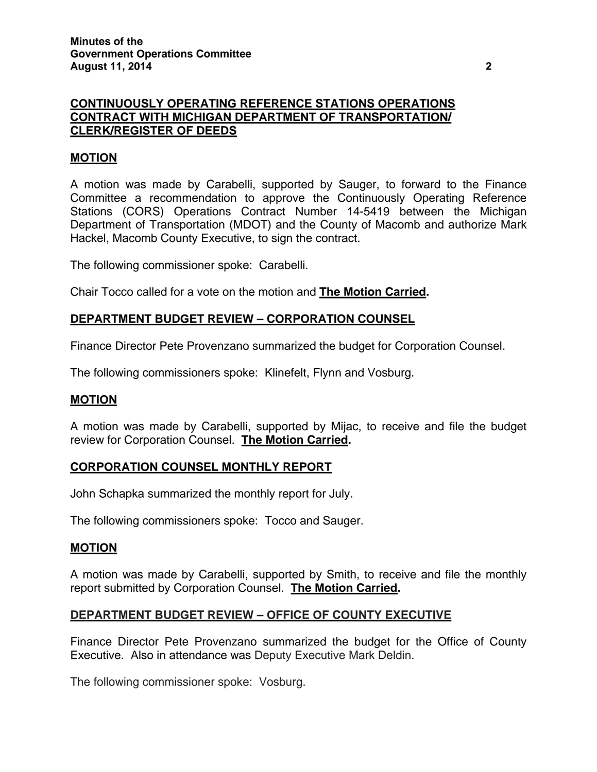## CONTINUOUSLY OPERATING REFERENCE STATIONS OPERATIONS CONTRACT WITH MICHIGAN DEPARTMENT OF TRANSPORTATION/ CLERK/REGISTER OF DEEDS

### MOTION

A motion was made by Carabelli, supported by Sauger, to forward to the Finance Committee a recommendation to approve the Continuously Operating Reference Stations (CORS) Operations Contract Number 14-5419 between the Michigan Department of Transportation (MDOT) and the County of Macomb and authorize Mark Hackel, Macomb County Executive, to sign the contract.

The following commissioner spoke: Carabelli.

Chair Tocco called for a vote on the motion and **The Motion Carried.**

## DEPARTMENT BUDGET REVIEW – CORPORATION COUNSEL

Finance Director Pete Provenzano summarized the budget for Corporation Counsel.

The following commissioners spoke: Klinefelt, Flynn and Vosburg.

### MOTION

A motion was made by Carabelli, supported by Mijac, to receive and file the budget review for Corporation Counsel. **The Motion Carried.**

## CORPORATION COUNSEL MONTHLY REPORT

John Schapka summarized the monthly report for July.

The following commissioners spoke: Tocco and Sauger.

### MOTION

A motion was made by Carabelli, supported by Smith, to receive and file the monthly report submitted by Corporation Counsel. **The Motion Carried.**

## DEPARTMENT BUDGET REVIEW – OFFICE OF COUNTY EXECUTIVE

Finance Director Pete Provenzano summarized the budget for the Office of County Executive. Also in attendance was Deputy Executive Mark Deldin.

The following commissioner spoke: Vosburg.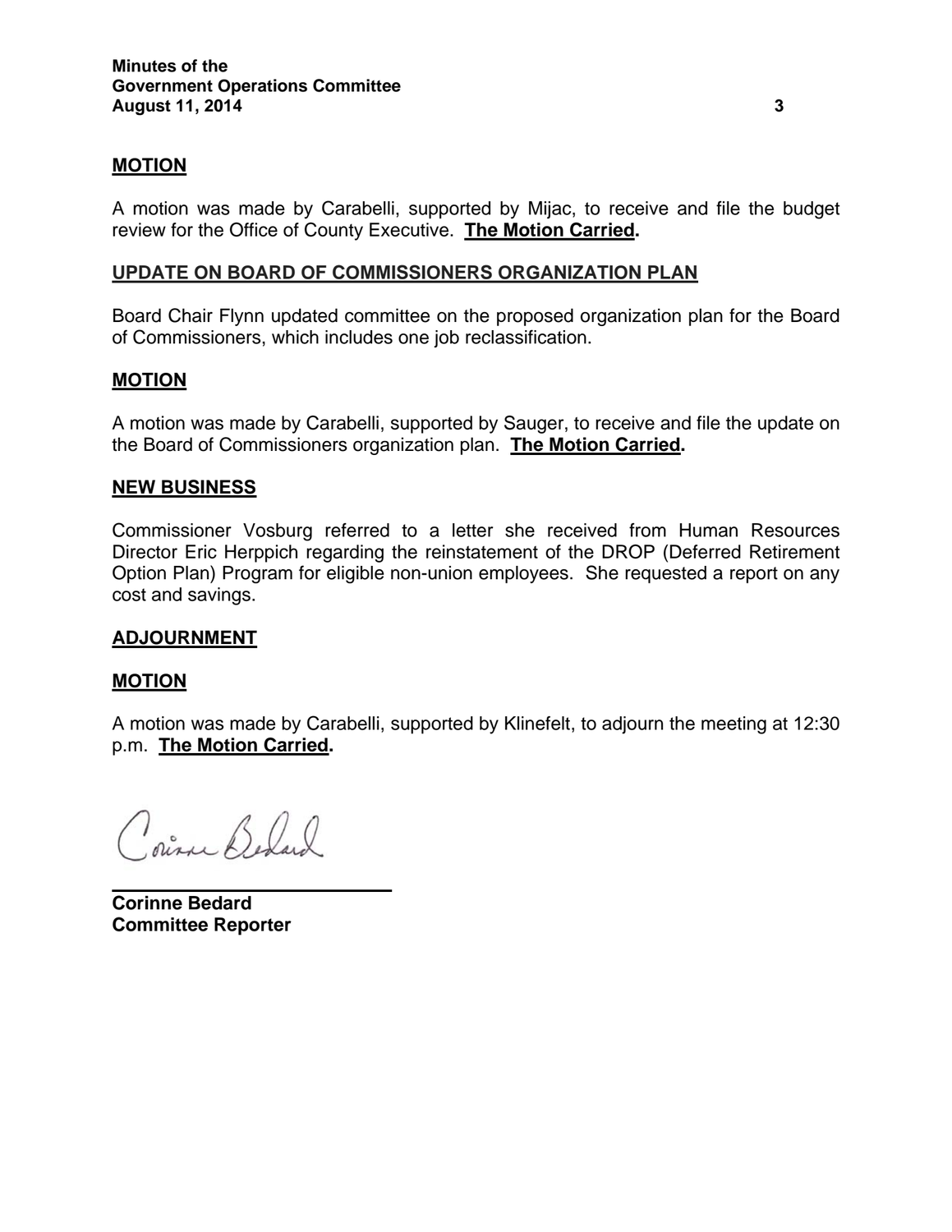**MOTION**

A motion was made by Carabelli, supported by Mijac, to receive and file the budget review for the Office of County Executive. **The Motion Carried.**

**UPDATE ON BOARD OF COMMISSIONERS ORGANIZATION PLAN**

Board Chair Flynn updated committee on the proposed organization plan for the Board of Commissioners, which includes one job reclassification.

**MOTION**

A motion was made by Carabelli, supported by Sauger, to receive and file the update on the Board of Commissioners organization plan. **The Motion Carried.**

**NEW BUSINESS**

Commissioner Vosburg referred to a letter she received from Human Resources Director Eric Herppich regarding the reinstatement of the DROP (Deferred Retirement Option Plan) Program for eligible non-union employees. She requested a report on any cost and savings.

**ADJOURNMENT**

**MOTION**

A motion was made by Carabelli, supported by Klinefelt, to adjourn the meeting at 12:30 p.m. **The Motion Carried.**

Corinne Bedard

**Corinne Bedard**
**Committee Reporter**